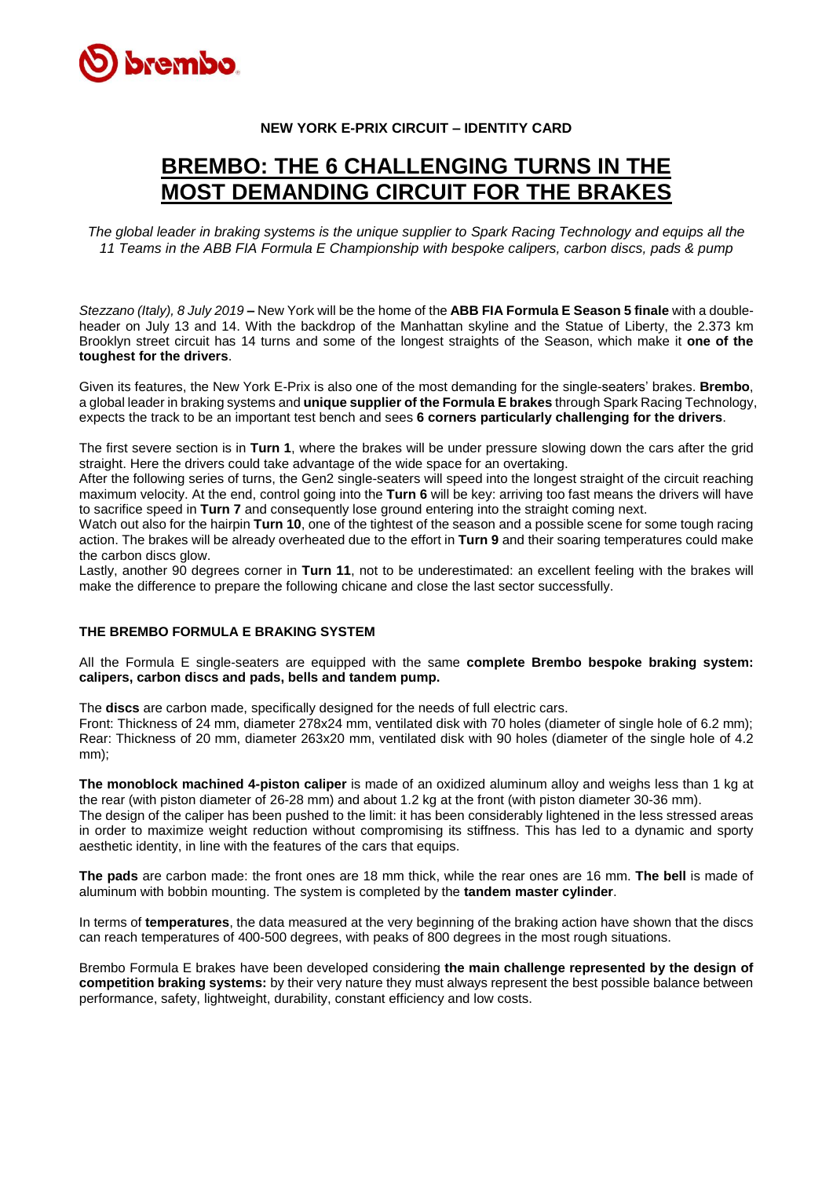**NEW YORK E-PRIX CIRCUIT – IDENTITY CARD**

# BREMBO: THE 6 CHALLENGING TURNS IN THE MOST DEMANDING CIRCUIT FOR THE BRAKES

*The global leader in braking systems is the unique supplier to Spark Racing Technology and equips all the 11 Teams in the ABB FIA Formula E Championship with bespoke calipers, carbon discs, pads & pump*

*Stezzano (Italy), 8 July 2019* **–** New York will be the home of the **ABB FIA Formula E Season 5 finale** with a double-header on July 13 and 14. With the backdrop of the Manhattan skyline and the Statue of Liberty, the 2.373 km Brooklyn street circuit has 14 turns and some of the longest straights of the Season, which make it **one of the toughest for the drivers**.

Given its features, the New York E-Prix is also one of the most demanding for the single-seaters' brakes. **Brembo**, a global leader in braking systems and **unique supplier of the Formula E brakes** through Spark Racing Technology, expects the track to be an important test bench and sees **6 corners particularly challenging for the drivers**.

The first severe section is in **Turn 1**, where the brakes will be under pressure slowing down the cars after the grid straight. Here the drivers could take advantage of the wide space for an overtaking.
After the following series of turns, the Gen2 single-seaters will speed into the longest straight of the circuit reaching maximum velocity. At the end, control going into the **Turn 6** will be key: arriving too fast means the drivers will have to sacrifice speed in **Turn 7** and consequently lose ground entering into the straight coming next.
Watch out also for the hairpin **Turn 10**, one of the tightest of the season and a possible scene for some tough racing action. The brakes will be already overheated due to the effort in **Turn 9** and their soaring temperatures could make the carbon discs glow.
Lastly, another 90 degrees corner in **Turn 11**, not to be underestimated: an excellent feeling with the brakes will make the difference to prepare the following chicane and close the last sector successfully.

## THE BREMBO FORMULA E BRAKING SYSTEM

All the Formula E single-seaters are equipped with the same **complete Brembo bespoke braking system: calipers, carbon discs and pads, bells and tandem pump.**

The **discs** are carbon made, specifically designed for the needs of full electric cars.
Front: Thickness of 24 mm, diameter 278x24 mm, ventilated disk with 70 holes (diameter of single hole of 6.2 mm);
Rear: Thickness of 20 mm, diameter 263x20 mm, ventilated disk with 90 holes (diameter of the single hole of 4.2 mm);

**The monoblock machined 4-piston caliper** is made of an oxidized aluminum alloy and weighs less than 1 kg at the rear (with piston diameter of 26-28 mm) and about 1.2 kg at the front (with piston diameter 30-36 mm).
The design of the caliper has been pushed to the limit: it has been considerably lightened in the less stressed areas in order to maximize weight reduction without compromising its stiffness. This has led to a dynamic and sporty aesthetic identity, in line with the features of the cars that equips.

**The pads** are carbon made: the front ones are 18 mm thick, while the rear ones are 16 mm. **The bell** is made of aluminum with bobbin mounting. The system is completed by the **tandem master cylinder**.

In terms of **temperatures**, the data measured at the very beginning of the braking action have shown that the discs can reach temperatures of 400-500 degrees, with peaks of 800 degrees in the most rough situations.

Brembo Formula E brakes have been developed considering **the main challenge represented by the design of competition braking systems:** by their very nature they must always represent the best possible balance between performance, safety, lightweight, durability, constant efficiency and low costs.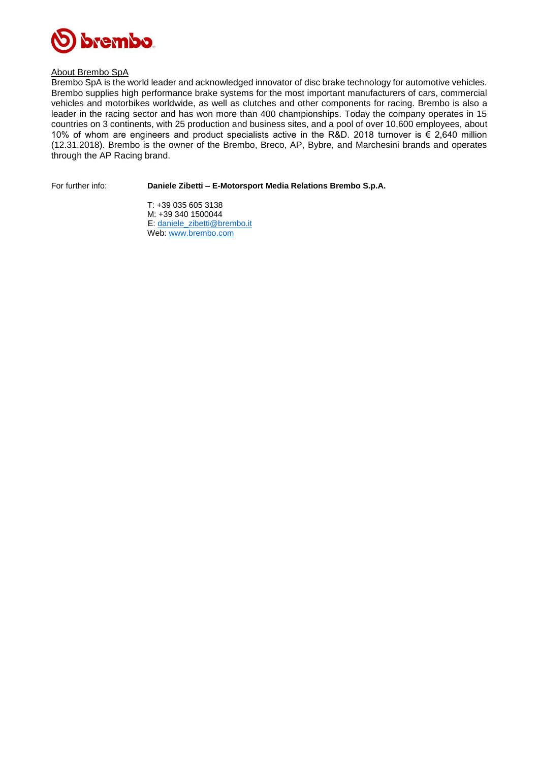About Brembo SpA

Brembo SpA is the world leader and acknowledged innovator of disc brake technology for automotive vehicles. Brembo supplies high performance brake systems for the most important manufacturers of cars, commercial vehicles and motorbikes worldwide, as well as clutches and other components for racing. Brembo is also a leader in the racing sector and has won more than 400 championships. Today the company operates in 15 countries on 3 continents, with 25 production and business sites, and a pool of over 10,600 employees, about 10% of whom are engineers and product specialists active in the R&D. 2018 turnover is € 2,640 million (12.31.2018). Brembo is the owner of the Brembo, Breco, AP, Bybre, and Marchesini brands and operates through the AP Racing brand.

For further info: **Daniele Zibetti – E-Motorsport Media Relations Brembo S.p.A.**

T: +39 035 605 3138
M: +39 340 1500044
E: daniele_zibetti@brembo.it
Web: www.brembo.com